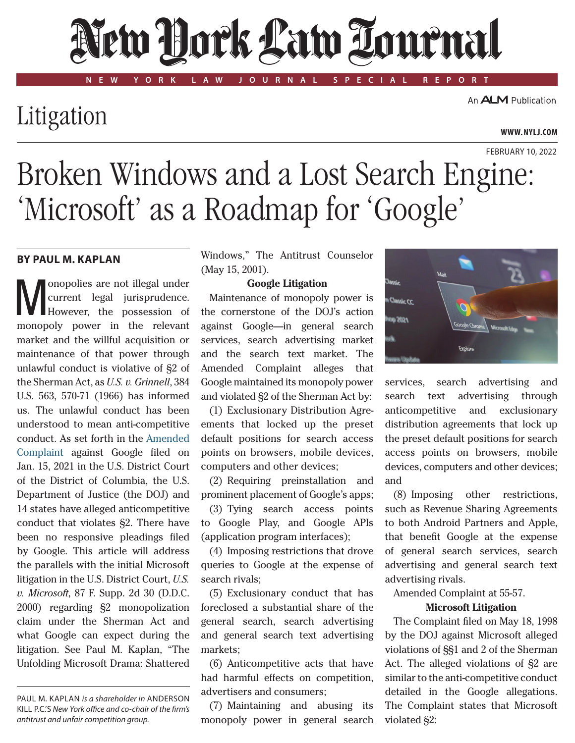# New York Law Journal

NEW YORK LAW JOURNAL SPECIAL REPORT

An ALM Publication

## Litigation

WWW.NYLJ.COM

FEBRUARY 10, 2022

# Broken Windows and a Lost Search Engine: 'Microsoft' as a Roadmap for 'Google'

**BY PAUL M. KAPLAN**

Monopolies are not illegal under current legal jurisprudence. However, the possession of monopoly power in the relevant market and the willful acquisition or maintenance of that power through unlawful conduct is violative of §2 of the Sherman Act, as *U.S. v. Grinnell*, 384 U.S. 563, 570-71 (1966) has informed us. The unlawful conduct has been understood to mean anti-competitive conduct. As set forth in the Amended Complaint against Google filed on Jan. 15, 2021 in the U.S. District Court of the District of Columbia, the U.S. Department of Justice (the DOJ) and 14 states have alleged anticompetitive conduct that violates §2. There have been no responsive pleadings filed by Google. This article will address the parallels with the initial Microsoft litigation in the U.S. District Court, *U.S. v. Microsoft*, 87 F. Supp. 2d 30 (D.D.C. 2000) regarding §2 monopolization claim under the Sherman Act and what Google can expect during the litigation. See Paul M. Kaplan, "The Unfolding Microsoft Drama: Shattered Windows," The Antitrust Counselor (May 15, 2001).

PAUL M. KAPLAN *is a shareholder in* ANDERSON KILL P.C.'S *New York office and co-chair of the firm's antitrust and unfair competition group.*

### Google Litigation

Maintenance of monopoly power is the cornerstone of the DOJ's action against Google—in general search services, search advertising market and the search text market. The Amended Complaint alleges that Google maintained its monopoly power and violated §2 of the Sherman Act by:

(1) Exclusionary Distribution Agreements that locked up the preset default positions for search access points on browsers, mobile devices, computers and other devices;

(2) Requiring preinstallation and prominent placement of Google's apps;

(3) Tying search access points to Google Play, and Google APIs (application program interfaces);

(4) Imposing restrictions that drove queries to Google at the expense of search rivals;

(5) Exclusionary conduct that has foreclosed a substantial share of the general search, search advertising and general search text advertising markets;

(6) Anticompetitive acts that have had harmful effects on competition, advertisers and consumers;

(7) Maintaining and abusing its monopoly power in general search services, search advertising and search text advertising through anticompetitive and exclusionary distribution agreements that lock up the preset default positions for search access points on browsers, mobile devices, computers and other devices; and

(8) Imposing other restrictions, such as Revenue Sharing Agreements to both Android Partners and Apple, that benefit Google at the expense of general search services, search advertising and general search text advertising rivals.

Amended Complaint at 55-57.

### Microsoft Litigation

The Complaint filed on May 18, 1998 by the DOJ against Microsoft alleged violations of §§1 and 2 of the Sherman Act. The alleged violations of §2 are similar to the anti-competitive conduct detailed in the Google allegations. The Complaint states that Microsoft violated §2: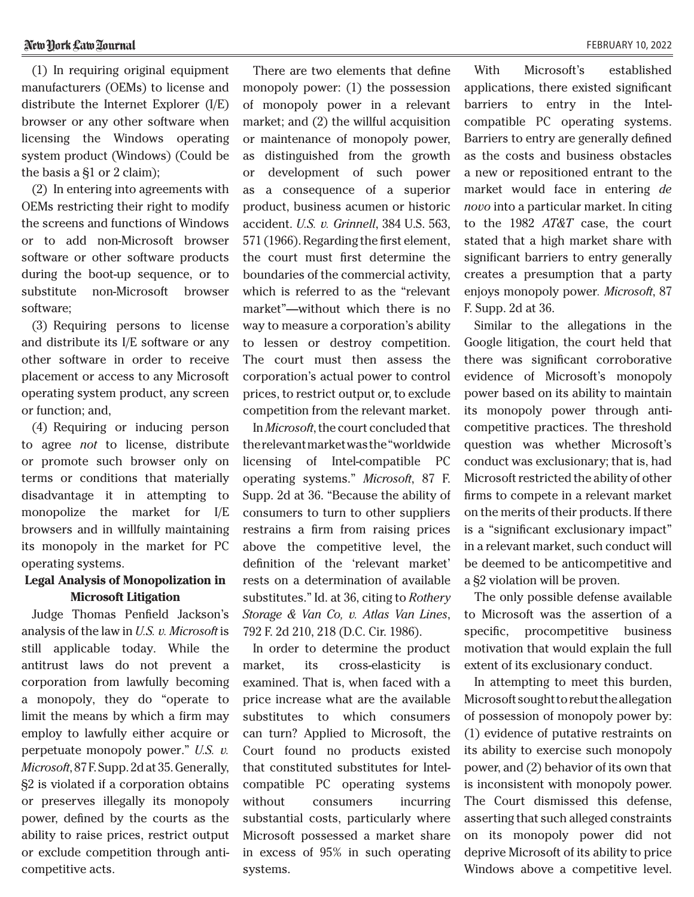(1) In requiring original equipment manufacturers (OEMs) to license and distribute the Internet Explorer (I/E) browser or any other software when licensing the Windows operating system product (Windows) (Could be the basis a §1 or 2 claim);

(2) In entering into agreements with OEMs restricting their right to modify the screens and functions of Windows or to add non-Microsoft browser software or other software products during the boot-up sequence, or to substitute non-Microsoft browser software;

(3) Requiring persons to license and distribute its I/E software or any other software in order to receive placement or access to any Microsoft operating system product, any screen or function; and,

(4) Requiring or inducing person to agree *not* to license, distribute or promote such browser only on terms or conditions that materially disadvantage it in attempting to monopolize the market for I/E browsers and in willfully maintaining its monopoly in the market for PC operating systems.

**Legal Analysis of Monopolization in Microsoft Litigation**

Judge Thomas Penfield Jackson's analysis of the law in *U.S. v. Microsoft* is still applicable today. While the antitrust laws do not prevent a corporation from lawfully becoming a monopoly, they do "operate to limit the means by which a firm may employ to lawfully either acquire or perpetuate monopoly power." *U.S. v. Microsoft*, 87 F. Supp. 2d at 35. Generally, §2 is violated if a corporation obtains or preserves illegally its monopoly power, defined by the courts as the ability to raise prices, restrict output or exclude competition through anti-competitive acts.

There are two elements that define monopoly power: (1) the possession of monopoly power in a relevant market; and (2) the willful acquisition or maintenance of monopoly power, as distinguished from the growth or development of such power as a consequence of a superior product, business acumen or historic accident. *U.S. v. Grinnell*, 384 U.S. 563, 571 (1966). Regarding the first element, the court must first determine the boundaries of the commercial activity, which is referred to as the "relevant market"—without which there is no way to measure a corporation's ability to lessen or destroy competition. The court must then assess the corporation's actual power to control prices, to restrict output or, to exclude competition from the relevant market.

In *Microsoft*, the court concluded that the relevant market was the "worldwide licensing of Intel-compatible PC operating systems." *Microsoft*, 87 F. Supp. 2d at 36. "Because the ability of consumers to turn to other suppliers restrains a firm from raising prices above the competitive level, the definition of the 'relevant market' rests on a determination of available substitutes." Id. at 36, citing to *Rothery Storage & Van Co, v. Atlas Van Lines*, 792 F. 2d 210, 218 (D.C. Cir. 1986).

In order to determine the product market, its cross-elasticity is examined. That is, when faced with a price increase what are the available substitutes to which consumers can turn? Applied to Microsoft, the Court found no products existed that constituted substitutes for Intel-compatible PC operating systems without consumers incurring substantial costs, particularly where Microsoft possessed a market share in excess of 95% in such operating systems.

With Microsoft's established applications, there existed significant barriers to entry in the Intel-compatible PC operating systems. Barriers to entry are generally defined as the costs and business obstacles a new or repositioned entrant to the market would face in entering *de novo* into a particular market. In citing to the 1982 *AT&T* case, the court stated that a high market share with significant barriers to entry generally creates a presumption that a party enjoys monopoly power. *Microsoft*, 87 F. Supp. 2d at 36.

Similar to the allegations in the Google litigation, the court held that there was significant corroborative evidence of Microsoft's monopoly power based on its ability to maintain its monopoly power through anti-competitive practices. The threshold question was whether Microsoft's conduct was exclusionary; that is, had Microsoft restricted the ability of other firms to compete in a relevant market on the merits of their products. If there is a "significant exclusionary impact" in a relevant market, such conduct will be deemed to be anticompetitive and a §2 violation will be proven.

The only possible defense available to Microsoft was the assertion of a specific, procompetitive business motivation that would explain the full extent of its exclusionary conduct.

In attempting to meet this burden, Microsoft sought to rebut the allegation of possession of monopoly power by: (1) evidence of putative restraints on its ability to exercise such monopoly power, and (2) behavior of its own that is inconsistent with monopoly power. The Court dismissed this defense, asserting that such alleged constraints on its monopoly power did not deprive Microsoft of its ability to price Windows above a competitive level.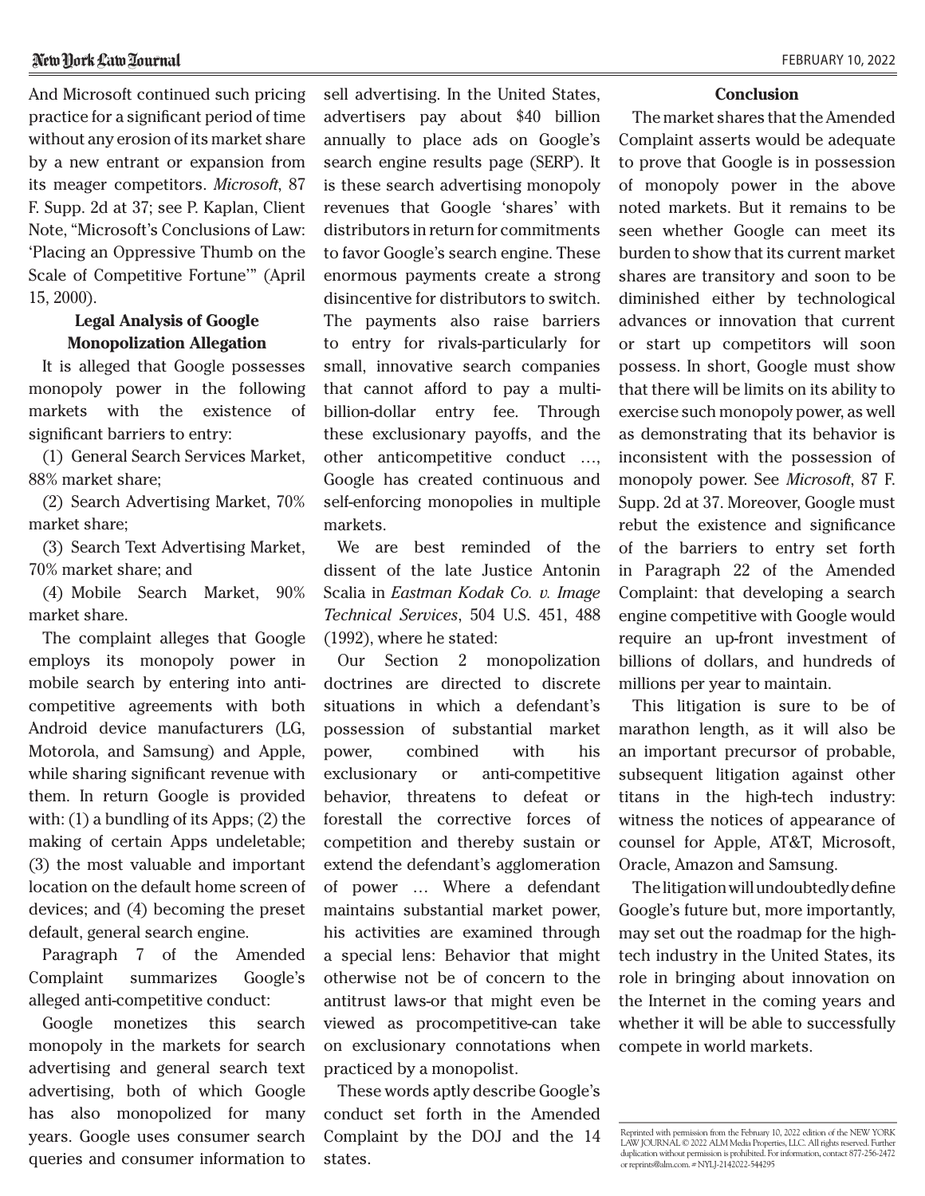And Microsoft continued such pricing practice for a significant period of time without any erosion of its market share by a new entrant or expansion from its meager competitors. *Microsoft*, 87 F. Supp. 2d at 37; see P. Kaplan, Client Note, "Microsoft's Conclusions of Law: 'Placing an Oppressive Thumb on the Scale of Competitive Fortune'" (April 15, 2000).

## Legal Analysis of Google Monopolization Allegation

It is alleged that Google possesses monopoly power in the following markets with the existence of significant barriers to entry:

(1) General Search Services Market, 88% market share;

(2) Search Advertising Market, 70% market share;

(3) Search Text Advertising Market, 70% market share; and

(4) Mobile Search Market, 90% market share.

The complaint alleges that Google employs its monopoly power in mobile search by entering into anti-competitive agreements with both Android device manufacturers (LG, Motorola, and Samsung) and Apple, while sharing significant revenue with them. In return Google is provided with: (1) a bundling of its Apps; (2) the making of certain Apps undeletable; (3) the most valuable and important location on the default home screen of devices; and (4) becoming the preset default, general search engine.

Paragraph 7 of the Amended Complaint summarizes Google's alleged anti-competitive conduct:

Google monetizes this search monopoly in the markets for search advertising and general search text advertising, both of which Google has also monopolized for many years. Google uses consumer search queries and consumer information to sell advertising. In the United States, advertisers pay about $40 billion annually to place ads on Google's search engine results page (SERP). It is these search advertising monopoly revenues that Google 'shares' with distributors in return for commitments to favor Google's search engine. These enormous payments create a strong disincentive for distributors to switch. The payments also raise barriers to entry for rivals-particularly for small, innovative search companies that cannot afford to pay a multi-billion-dollar entry fee. Through these exclusionary payoffs, and the other anticompetitive conduct …, Google has created continuous and self-enforcing monopolies in multiple markets.

We are best reminded of the dissent of the late Justice Antonin Scalia in *Eastman Kodak Co. v. Image Technical Services*, 504 U.S. 451, 488 (1992), where he stated:

Our Section 2 monopolization doctrines are directed to discrete situations in which a defendant's possession of substantial market power, combined with his exclusionary or anti-competitive behavior, threatens to defeat or forestall the corrective forces of competition and thereby sustain or extend the defendant's agglomeration of power … Where a defendant maintains substantial market power, his activities are examined through a special lens: Behavior that might otherwise not be of concern to the antitrust laws-or that might even be viewed as procompetitive-can take on exclusionary connotations when practiced by a monopolist.

These words aptly describe Google's conduct set forth in the Amended Complaint by the DOJ and the 14 states.

## Conclusion

The market shares that the Amended Complaint asserts would be adequate to prove that Google is in possession of monopoly power in the above noted markets. But it remains to be seen whether Google can meet its burden to show that its current market shares are transitory and soon to be diminished either by technological advances or innovation that current or start up competitors will soon possess. In short, Google must show that there will be limits on its ability to exercise such monopoly power, as well as demonstrating that its behavior is inconsistent with the possession of monopoly power. See *Microsoft*, 87 F. Supp. 2d at 37. Moreover, Google must rebut the existence and significance of the barriers to entry set forth in Paragraph 22 of the Amended Complaint: that developing a search engine competitive with Google would require an up-front investment of billions of dollars, and hundreds of millions per year to maintain.

This litigation is sure to be of marathon length, as it will also be an important precursor of probable, subsequent litigation against other titans in the high-tech industry: witness the notices of appearance of counsel for Apple, AT&T, Microsoft, Oracle, Amazon and Samsung.

The litigation will undoubtedly define Google's future but, more importantly, may set out the roadmap for the high-tech industry in the United States, its role in bringing about innovation on the Internet in the coming years and whether it will be able to successfully compete in world markets.

Reprinted with permission from the February 10, 2022 edition of the NEW YORK LAW JOURNAL © 2022 ALM Media Properties, LLC. All rights reserved. Further duplication without permission is prohibited. For information, contact 877-256-2472 or reprints@alm.com. # NYLJ-2142022-544295